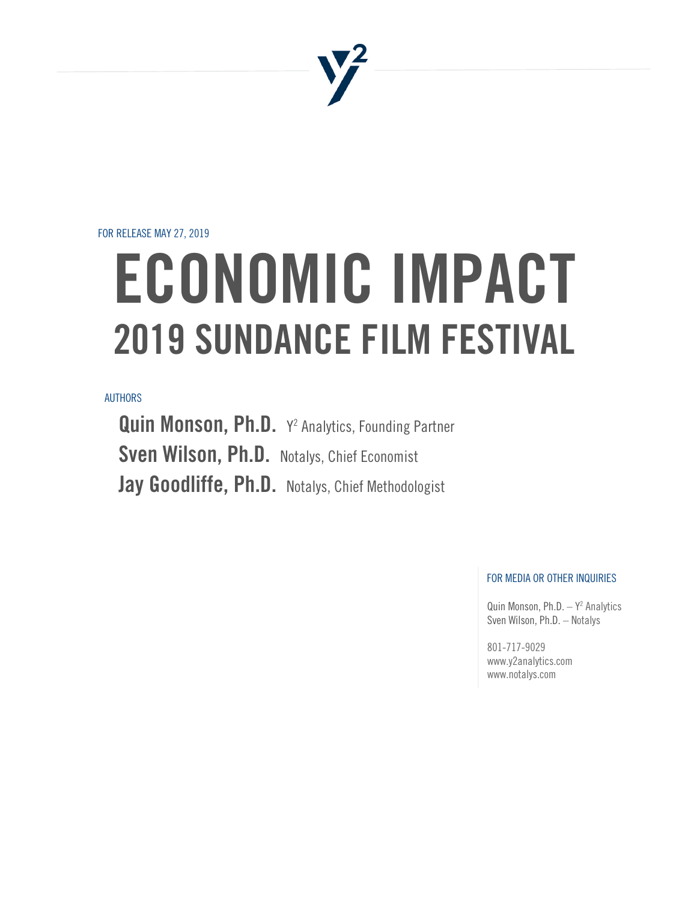FOR RELEASE MAY 27, 2019

# ECONOMIC IMPACT

## 2019 SUNDANCE FILM FESTIVAL

AUTHORS

**Quin Monson, Ph.D.** Y² Analytics, Founding Partner

**Sven Wilson, Ph.D.** Notalys, Chief Economist

**Jay Goodliffe, Ph.D.** Notalys, Chief Methodologist

FOR MEDIA OR OTHER INQUIRIES

Quin Monson, Ph.D. – Y² Analytics
Sven Wilson, Ph.D. – Notalys

801-717-9029
www.y2analytics.com
www.notalys.com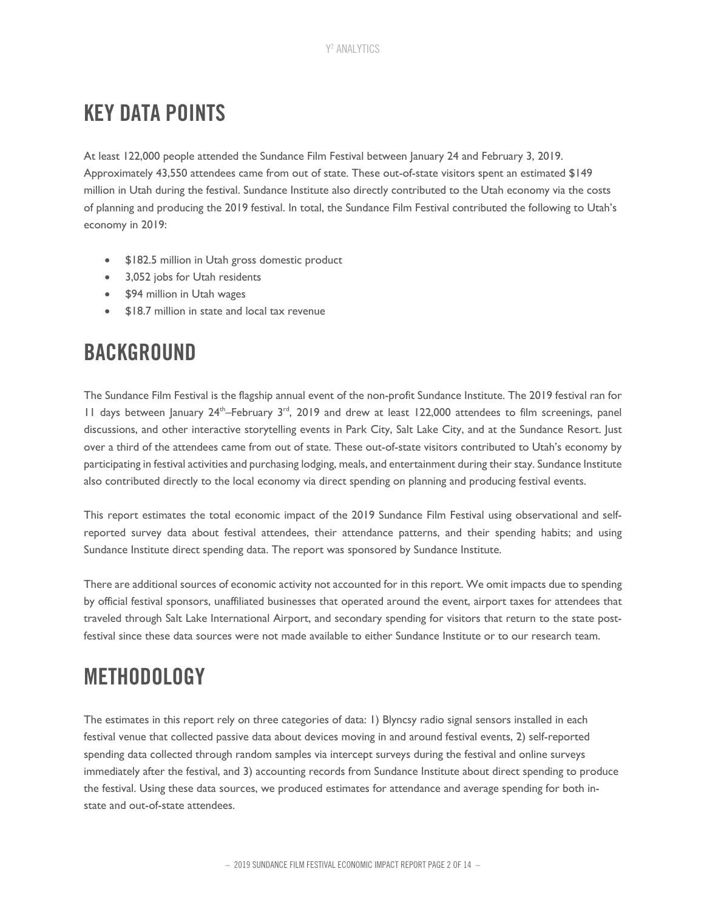## KEY DATA POINTS

At least 122,000 people attended the Sundance Film Festival between January 24 and February 3, 2019. Approximately 43,550 attendees came from out of state. These out-of-state visitors spent an estimated $149 million in Utah during the festival. Sundance Institute also directly contributed to the Utah economy via the costs of planning and producing the 2019 festival. In total, the Sundance Film Festival contributed the following to Utah's economy in 2019:

- $182.5 million in Utah gross domestic product
- 3,052 jobs for Utah residents
- $94 million in Utah wages
- $18.7 million in state and local tax revenue

## BACKGROUND

The Sundance Film Festival is the flagship annual event of the non-profit Sundance Institute. The 2019 festival ran for 11 days between January 24th–February 3rd, 2019 and drew at least 122,000 attendees to film screenings, panel discussions, and other interactive storytelling events in Park City, Salt Lake City, and at the Sundance Resort. Just over a third of the attendees came from out of state. These out-of-state visitors contributed to Utah's economy by participating in festival activities and purchasing lodging, meals, and entertainment during their stay. Sundance Institute also contributed directly to the local economy via direct spending on planning and producing festival events.

This report estimates the total economic impact of the 2019 Sundance Film Festival using observational and self-reported survey data about festival attendees, their attendance patterns, and their spending habits; and using Sundance Institute direct spending data. The report was sponsored by Sundance Institute.

There are additional sources of economic activity not accounted for in this report. We omit impacts due to spending by official festival sponsors, unaffiliated businesses that operated around the event, airport taxes for attendees that traveled through Salt Lake International Airport, and secondary spending for visitors that return to the state post-festival since these data sources were not made available to either Sundance Institute or to our research team.

## METHODOLOGY

The estimates in this report rely on three categories of data: 1) Blyncsy radio signal sensors installed in each festival venue that collected passive data about devices moving in and around festival events, 2) self-reported spending data collected through random samples via intercept surveys during the festival and online surveys immediately after the festival, and 3) accounting records from Sundance Institute about direct spending to produce the festival. Using these data sources, we produced estimates for attendance and average spending for both in-state and out-of-state attendees.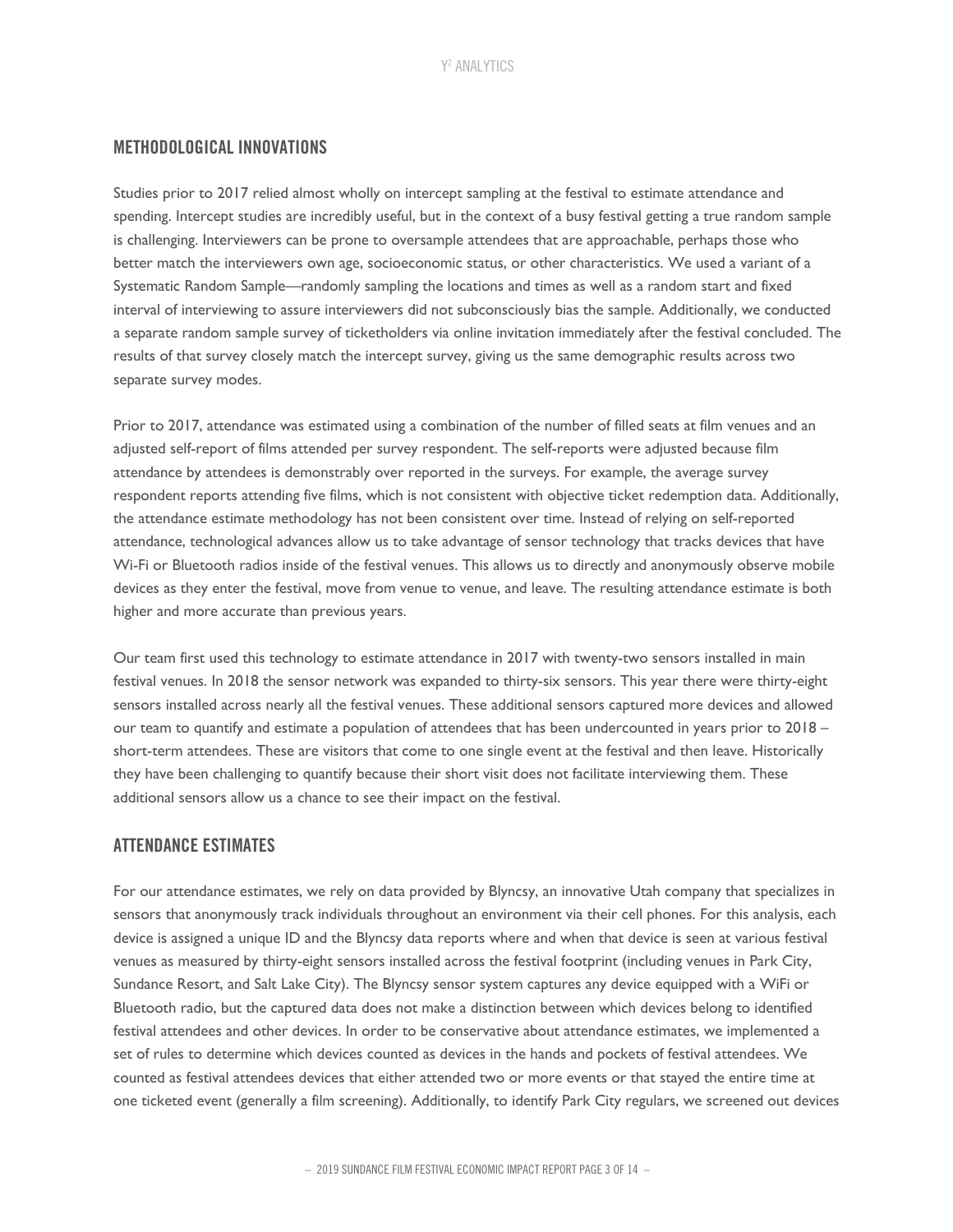## METHODOLOGICAL INNOVATIONS

Studies prior to 2017 relied almost wholly on intercept sampling at the festival to estimate attendance and spending. Intercept studies are incredibly useful, but in the context of a busy festival getting a true random sample is challenging. Interviewers can be prone to oversample attendees that are approachable, perhaps those who better match the interviewers own age, socioeconomic status, or other characteristics. We used a variant of a Systematic Random Sample—randomly sampling the locations and times as well as a random start and fixed interval of interviewing to assure interviewers did not subconsciously bias the sample. Additionally, we conducted a separate random sample survey of ticketholders via online invitation immediately after the festival concluded. The results of that survey closely match the intercept survey, giving us the same demographic results across two separate survey modes.

Prior to 2017, attendance was estimated using a combination of the number of filled seats at film venues and an adjusted self-report of films attended per survey respondent. The self-reports were adjusted because film attendance by attendees is demonstrably over reported in the surveys. For example, the average survey respondent reports attending five films, which is not consistent with objective ticket redemption data. Additionally, the attendance estimate methodology has not been consistent over time. Instead of relying on self-reported attendance, technological advances allow us to take advantage of sensor technology that tracks devices that have Wi-Fi or Bluetooth radios inside of the festival venues. This allows us to directly and anonymously observe mobile devices as they enter the festival, move from venue to venue, and leave. The resulting attendance estimate is both higher and more accurate than previous years.

Our team first used this technology to estimate attendance in 2017 with twenty-two sensors installed in main festival venues. In 2018 the sensor network was expanded to thirty-six sensors. This year there were thirty-eight sensors installed across nearly all the festival venues. These additional sensors captured more devices and allowed our team to quantify and estimate a population of attendees that has been undercounted in years prior to 2018 – short-term attendees. These are visitors that come to one single event at the festival and then leave. Historically they have been challenging to quantify because their short visit does not facilitate interviewing them. These additional sensors allow us a chance to see their impact on the festival.

## ATTENDANCE ESTIMATES

For our attendance estimates, we rely on data provided by Blyncsy, an innovative Utah company that specializes in sensors that anonymously track individuals throughout an environment via their cell phones. For this analysis, each device is assigned a unique ID and the Blyncsy data reports where and when that device is seen at various festival venues as measured by thirty-eight sensors installed across the festival footprint (including venues in Park City, Sundance Resort, and Salt Lake City). The Blyncsy sensor system captures any device equipped with a WiFi or Bluetooth radio, but the captured data does not make a distinction between which devices belong to identified festival attendees and other devices. In order to be conservative about attendance estimates, we implemented a set of rules to determine which devices counted as devices in the hands and pockets of festival attendees. We counted as festival attendees devices that either attended two or more events or that stayed the entire time at one ticketed event (generally a film screening). Additionally, to identify Park City regulars, we screened out devices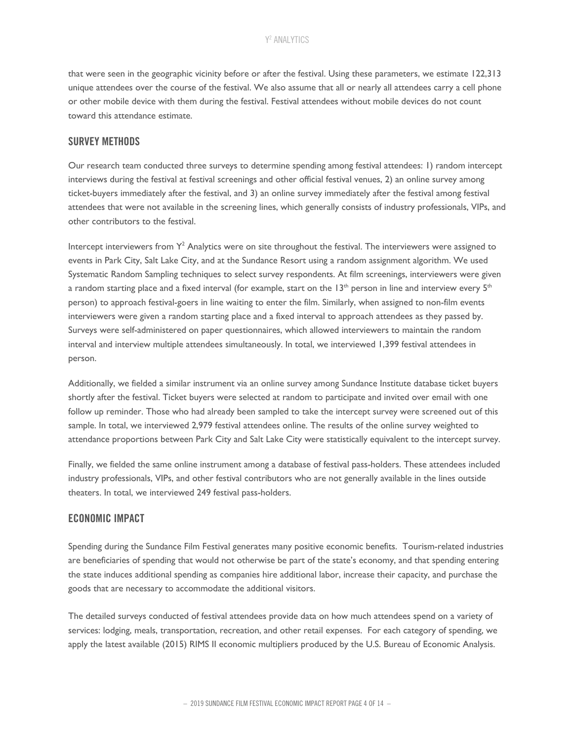that were seen in the geographic vicinity before or after the festival. Using these parameters, we estimate 122,313 unique attendees over the course of the festival. We also assume that all or nearly all attendees carry a cell phone or other mobile device with them during the festival. Festival attendees without mobile devices do not count toward this attendance estimate.

## SURVEY METHODS

Our research team conducted three surveys to determine spending among festival attendees: 1) random intercept interviews during the festival at festival screenings and other official festival venues, 2) an online survey among ticket-buyers immediately after the festival, and 3) an online survey immediately after the festival among festival attendees that were not available in the screening lines, which generally consists of industry professionals, VIPs, and other contributors to the festival.

Intercept interviewers from $Y^2$ Analytics were on site throughout the festival. The interviewers were assigned to events in Park City, Salt Lake City, and at the Sundance Resort using a random assignment algorithm. We used Systematic Random Sampling techniques to select survey respondents. At film screenings, interviewers were given a random starting place and a fixed interval (for example, start on the 13th person in line and interview every 5th person) to approach festival-goers in line waiting to enter the film. Similarly, when assigned to non-film events interviewers were given a random starting place and a fixed interval to approach attendees as they passed by. Surveys were self-administered on paper questionnaires, which allowed interviewers to maintain the random interval and interview multiple attendees simultaneously. In total, we interviewed 1,399 festival attendees in person.

Additionally, we fielded a similar instrument via an online survey among Sundance Institute database ticket buyers shortly after the festival. Ticket buyers were selected at random to participate and invited over email with one follow up reminder. Those who had already been sampled to take the intercept survey were screened out of this sample. In total, we interviewed 2,979 festival attendees online. The results of the online survey weighted to attendance proportions between Park City and Salt Lake City were statistically equivalent to the intercept survey.

Finally, we fielded the same online instrument among a database of festival pass-holders. These attendees included industry professionals, VIPs, and other festival contributors who are not generally available in the lines outside theaters. In total, we interviewed 249 festival pass-holders.

## ECONOMIC IMPACT

Spending during the Sundance Film Festival generates many positive economic benefits. Tourism-related industries are beneficiaries of spending that would not otherwise be part of the state's economy, and that spending entering the state induces additional spending as companies hire additional labor, increase their capacity, and purchase the goods that are necessary to accommodate the additional visitors.

The detailed surveys conducted of festival attendees provide data on how much attendees spend on a variety of services: lodging, meals, transportation, recreation, and other retail expenses. For each category of spending, we apply the latest available (2015) RIMS II economic multipliers produced by the U.S. Bureau of Economic Analysis.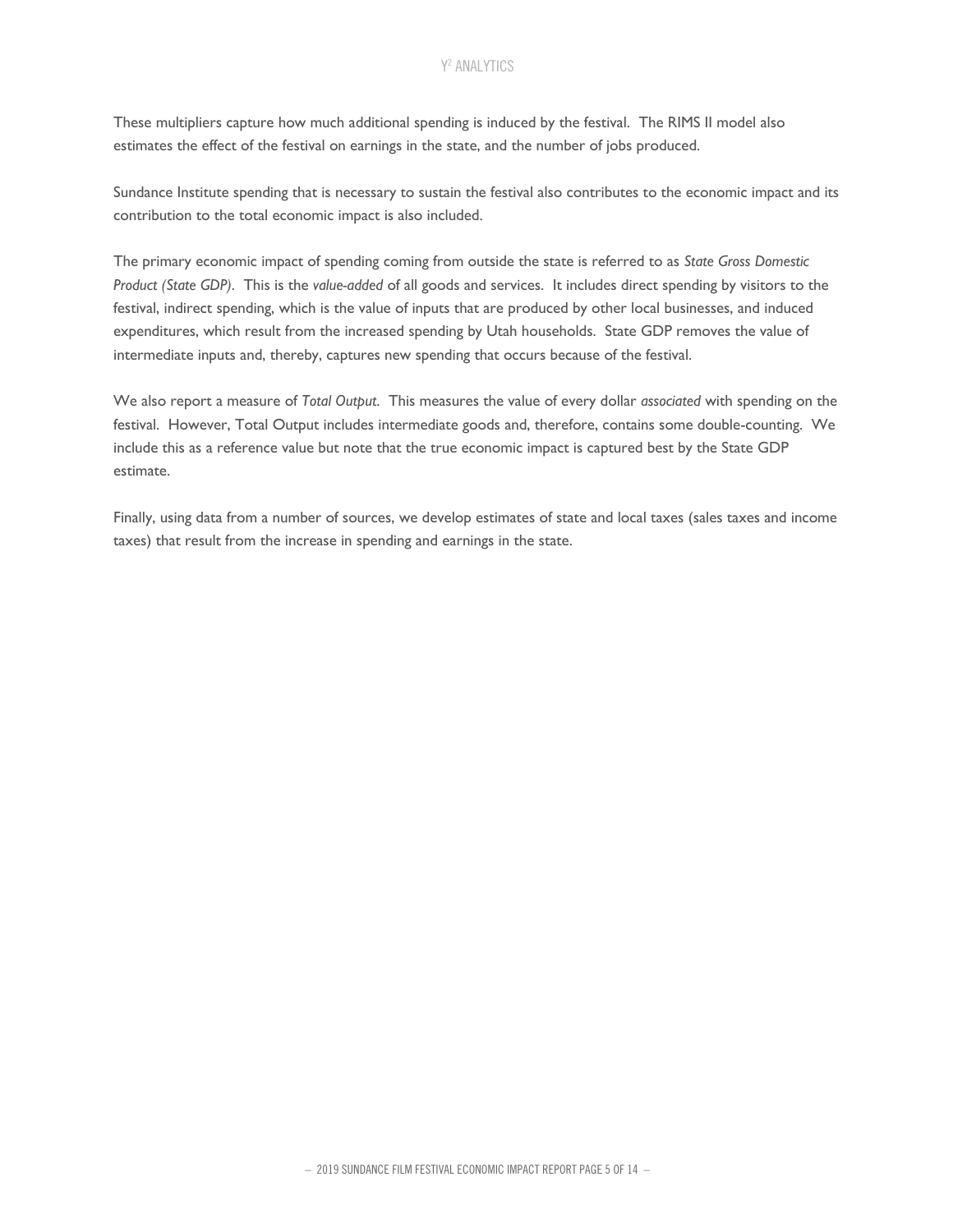These multipliers capture how much additional spending is induced by the festival. The RIMS II model also estimates the effect of the festival on earnings in the state, and the number of jobs produced.

Sundance Institute spending that is necessary to sustain the festival also contributes to the economic impact and its contribution to the total economic impact is also included.

The primary economic impact of spending coming from outside the state is referred to as *State Gross Domestic Product (State GDP)*. This is the *value-added* of all goods and services. It includes direct spending by visitors to the festival, indirect spending, which is the value of inputs that are produced by other local businesses, and induced expenditures, which result from the increased spending by Utah households. State GDP removes the value of intermediate inputs and, thereby, captures new spending that occurs because of the festival.

We also report a measure of *Total Output*. This measures the value of every dollar *associated* with spending on the festival. However, Total Output includes intermediate goods and, therefore, contains some double-counting. We include this as a reference value but note that the true economic impact is captured best by the State GDP estimate.

Finally, using data from a number of sources, we develop estimates of state and local taxes (sales taxes and income taxes) that result from the increase in spending and earnings in the state.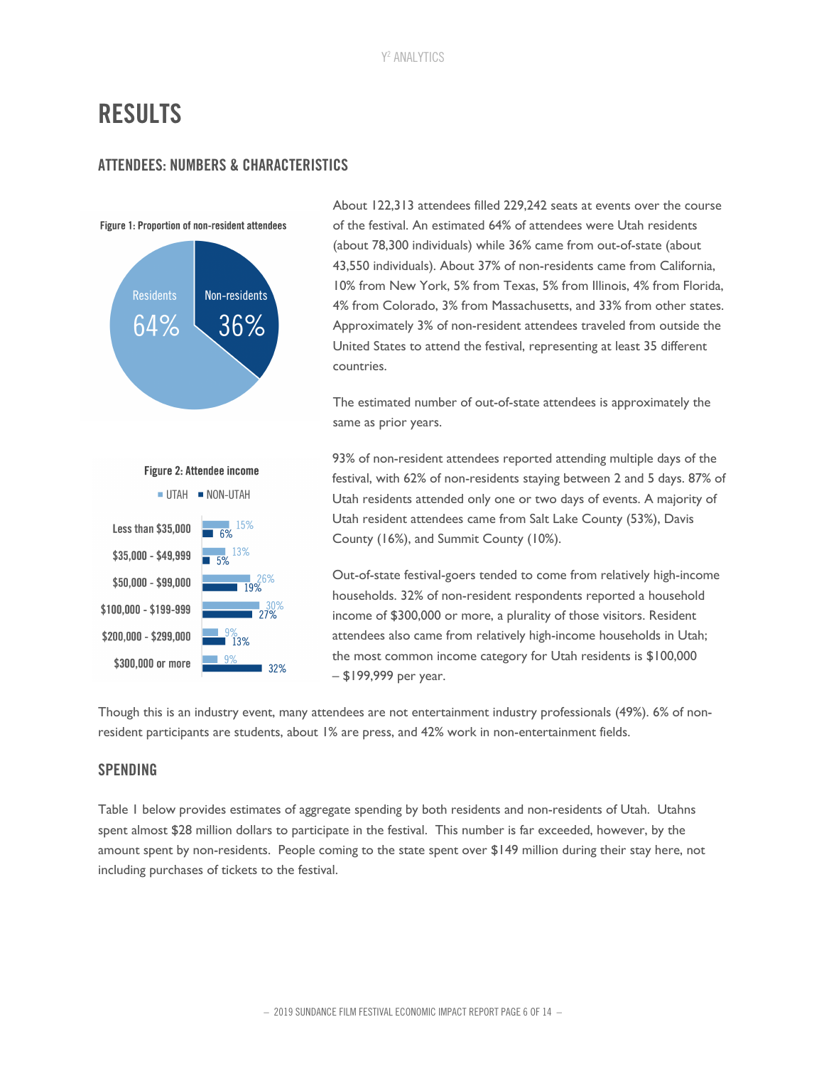# RESULTS

## ATTENDEES: NUMBERS & CHARACTERISTICS

**Figure 1: Proportion of non-resident attendees**

Residents 64%

Non-residents 36%

**Figure 2: Attendee income**

UTAH NON-UTAH

Less than $35,000 15% 6%

$35,000 - $49,999 13% 5%

$50,000 - $99,000 26% 19%

$100,000 - $199-999 30% 27%

$200,000 - $299,000 9% 13%

$300,000 or more 9% 32%

About 122,313 attendees filled 229,242 seats at events over the course of the festival. An estimated 64% of attendees were Utah residents (about 78,300 individuals) while 36% came from out-of-state (about 43,550 individuals). About 37% of non-residents came from California, 10% from New York, 5% from Texas, 5% from Illinois, 4% from Florida, 4% from Colorado, 3% from Massachusetts, and 33% from other states. Approximately 3% of non-resident attendees traveled from outside the United States to attend the festival, representing at least 35 different countries.

The estimated number of out-of-state attendees is approximately the same as prior years.

93% of non-resident attendees reported attending multiple days of the festival, with 62% of non-residents staying between 2 and 5 days. 87% of Utah residents attended only one or two days of events. A majority of Utah resident attendees came from Salt Lake County (53%), Davis County (16%), and Summit County (10%).

Out-of-state festival-goers tended to come from relatively high-income households. 32% of non-resident respondents reported a household income of $300,000 or more, a plurality of those visitors. Resident attendees also came from relatively high-income households in Utah; the most common income category for Utah residents is $100,000 – $199,999 per year.

Though this is an industry event, many attendees are not entertainment industry professionals (49%). 6% of non-resident participants are students, about 1% are press, and 42% work in non-entertainment fields.

## SPENDING

Table 1 below provides estimates of aggregate spending by both residents and non-residents of Utah. Utahns spent almost $28 million dollars to participate in the festival. This number is far exceeded, however, by the amount spent by non-residents. People coming to the state spent over $149 million during their stay here, not including purchases of tickets to the festival.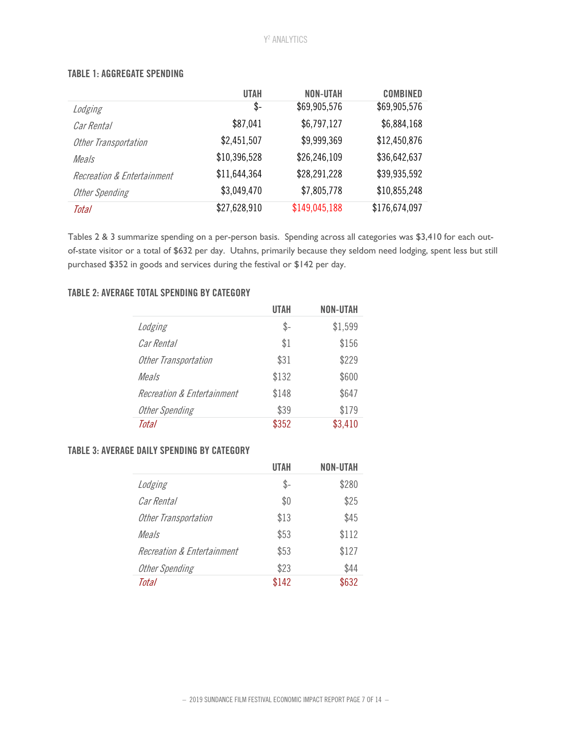### TABLE 1: AGGREGATE SPENDING

| | UTAH | NON-UTAH | COMBINED |
|---|---|---|---|
| *Lodging* | $- | $69,905,576 | $69,905,576 |
| *Car Rental* | $87,041 | $6,797,127 | $6,884,168 |
| *Other Transportation* | $2,451,507 | $9,999,369 | $12,450,876 |
| *Meals* | $10,396,528 | $26,246,109 | $36,642,637 |
| *Recreation & Entertainment* | $11,644,364 | $28,291,228 | $39,935,592 |
| *Other Spending* | $3,049,470 | $7,805,778 | $10,855,248 |
| *Total* | $27,628,910 | $149,045,188 | $176,674,097 |

Tables 2 & 3 summarize spending on a per-person basis. Spending across all categories was $3,410 for each out-of-state visitor or a total of $632 per day. Utahns, primarily because they seldom need lodging, spent less but still purchased $352 in goods and services during the festival or $142 per day.

### TABLE 2: AVERAGE TOTAL SPENDING BY CATEGORY

| | UTAH | NON-UTAH |
|---|---|---|
| *Lodging* | $- | $1,599 |
| *Car Rental* | $1 | $156 |
| *Other Transportation* | $31 | $229 |
| *Meals* | $132 | $600 |
| *Recreation & Entertainment* | $148 | $647 |
| *Other Spending* | $39 | $179 |
| *Total* | $352 | $3,410 |

### TABLE 3: AVERAGE DAILY SPENDING BY CATEGORY

| | UTAH | NON-UTAH |
|---|---|---|
| *Lodging* | $- | $280 |
| *Car Rental* | $0 | $25 |
| *Other Transportation* | $13 | $45 |
| *Meals* | $53 | $112 |
| *Recreation & Entertainment* | $53 | $127 |
| *Other Spending* | $23 | $44 |
| *Total* | $142 | $632 |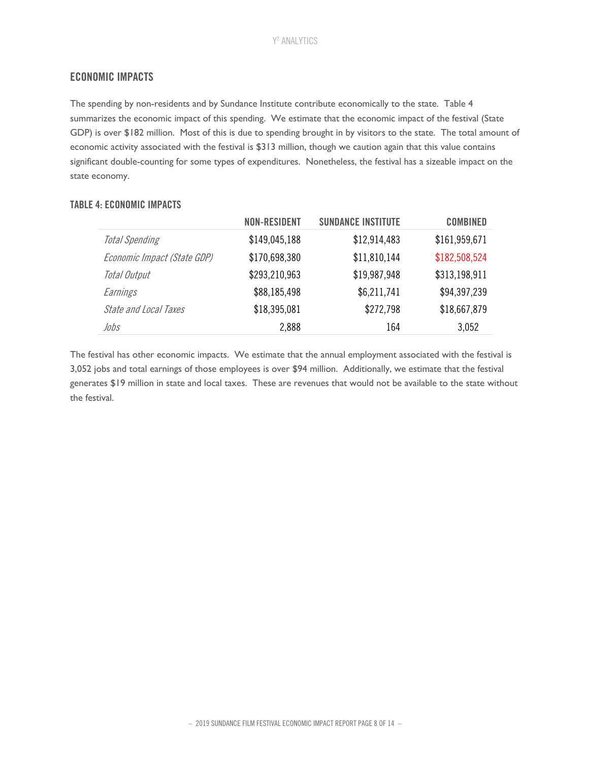## ECONOMIC IMPACTS

The spending by non-residents and by Sundance Institute contribute economically to the state. Table 4 summarizes the economic impact of this spending. We estimate that the economic impact of the festival (State GDP) is over $182 million. Most of this is due to spending brought in by visitors to the state. The total amount of economic activity associated with the festival is $313 million, though we caution again that this value contains significant double-counting for some types of expenditures. Nonetheless, the festival has a sizeable impact on the state economy.

### TABLE 4: ECONOMIC IMPACTS

| | NON-RESIDENT | SUNDANCE INSTITUTE | COMBINED |
|---|---|---|---|
| *Total Spending* | $149,045,188 | $12,914,483 | $161,959,671 |
| *Economic Impact (State GDP)* | $170,698,380 | $11,810,144 | $182,508,524 |
| *Total Output* | $293,210,963 | $19,987,948 | $313,198,911 |
| *Earnings* | $88,185,498 | $6,211,741 | $94,397,239 |
| *State and Local Taxes* | $18,395,081 | $272,798 | $18,667,879 |
| *Jobs* | 2,888 | 164 | 3,052 |

The festival has other economic impacts. We estimate that the annual employment associated with the festival is 3,052 jobs and total earnings of those employees is over $94 million. Additionally, we estimate that the festival generates $19 million in state and local taxes. These are revenues that would not be available to the state without the festival.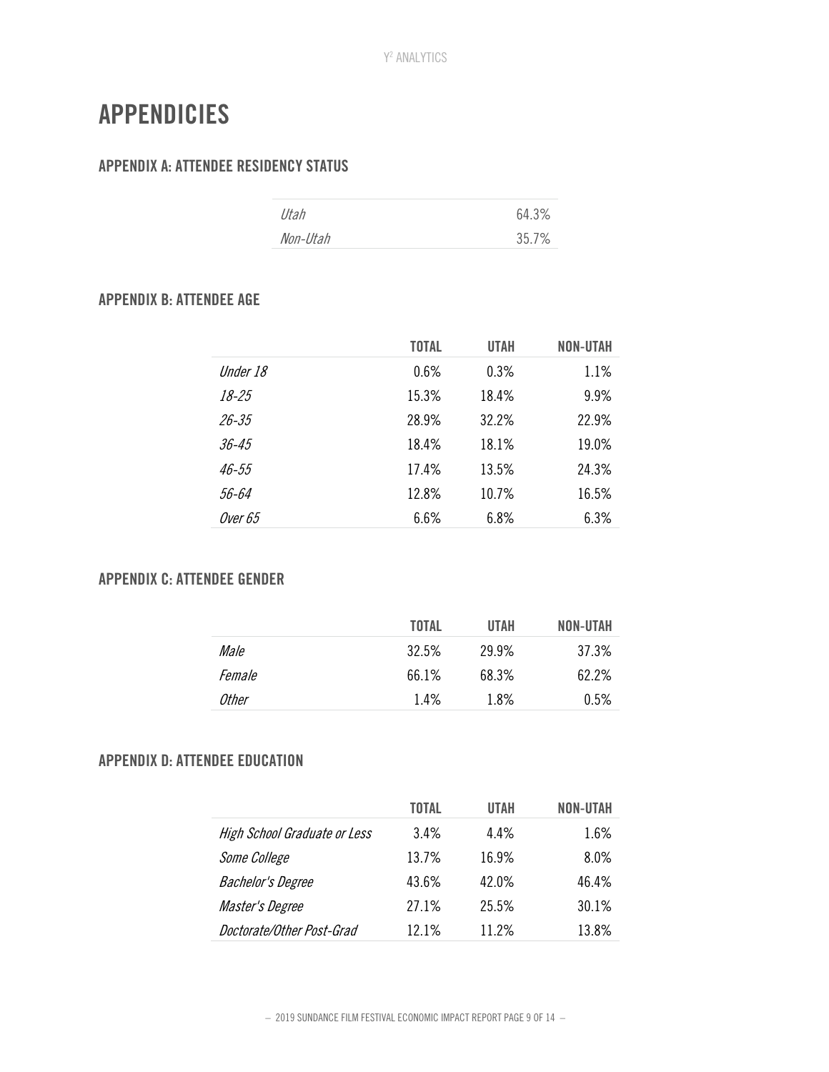# APPENDICIES

## APPENDIX A: ATTENDEE RESIDENCY STATUS

| | |
|---|---|
| *Utah* | 64.3% |
| *Non-Utah* | 35.7% |

## APPENDIX B: ATTENDEE AGE

| | TOTAL | UTAH | NON-UTAH |
|---|---|---|---|
| *Under 18* | 0.6% | 0.3% | 1.1% |
| *18-25* | 15.3% | 18.4% | 9.9% |
| *26-35* | 28.9% | 32.2% | 22.9% |
| *36-45* | 18.4% | 18.1% | 19.0% |
| *46-55* | 17.4% | 13.5% | 24.3% |
| *56-64* | 12.8% | 10.7% | 16.5% |
| *Over 65* | 6.6% | 6.8% | 6.3% |

## APPENDIX C: ATTENDEE GENDER

| | TOTAL | UTAH | NON-UTAH |
|---|---|---|---|
| *Male* | 32.5% | 29.9% | 37.3% |
| *Female* | 66.1% | 68.3% | 62.2% |
| *Other* | 1.4% | 1.8% | 0.5% |

## APPENDIX D: ATTENDEE EDUCATION

| | TOTAL | UTAH | NON-UTAH |
|---|---|---|---|
| *High School Graduate or Less* | 3.4% | 4.4% | 1.6% |
| *Some College* | 13.7% | 16.9% | 8.0% |
| *Bachelor's Degree* | 43.6% | 42.0% | 46.4% |
| *Master's Degree* | 27.1% | 25.5% | 30.1% |
| *Doctorate/Other Post-Grad* | 12.1% | 11.2% | 13.8% |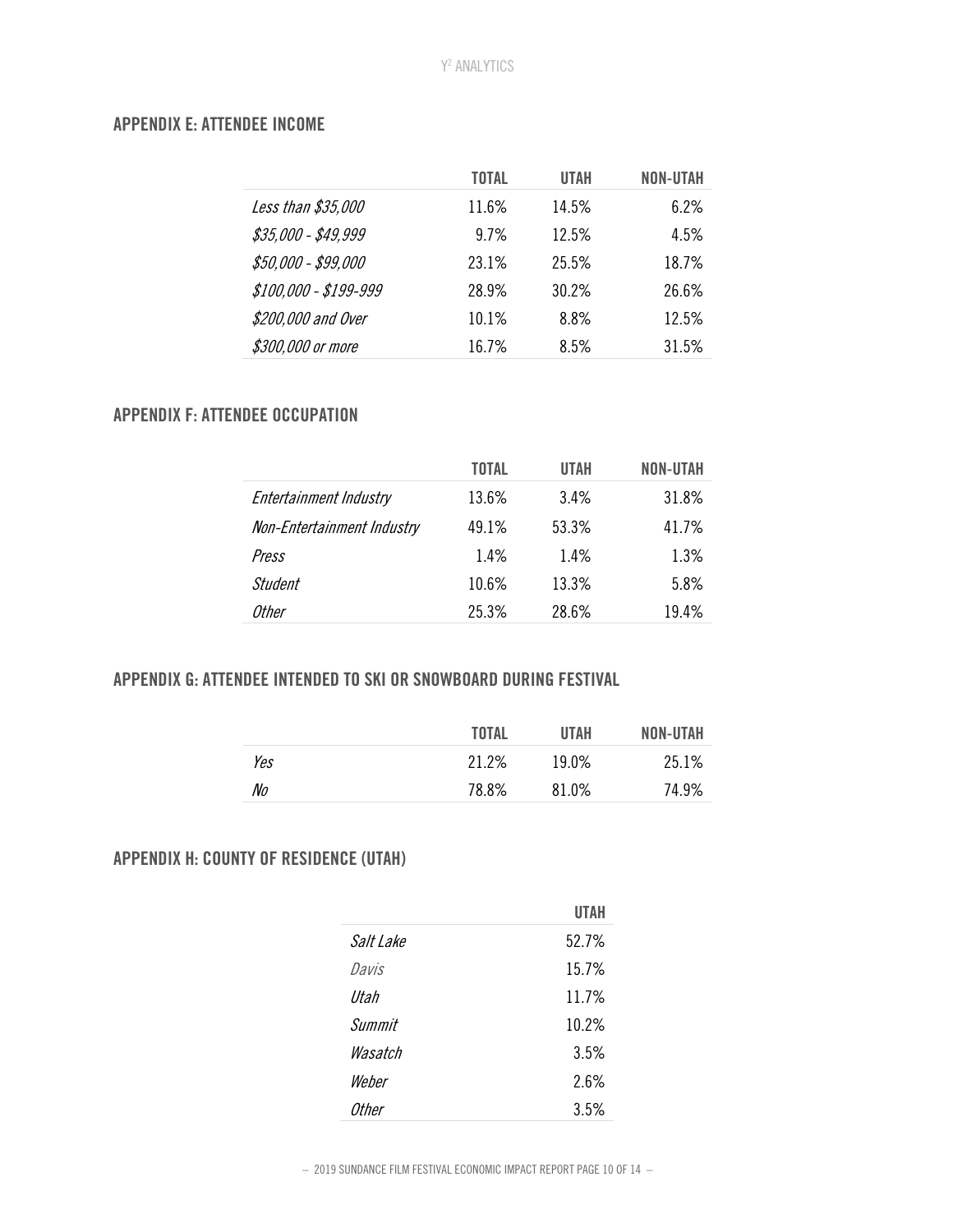## APPENDIX E: ATTENDEE INCOME

| | TOTAL | UTAH | NON-UTAH |
|---|---|---|---|
| *Less than $35,000* | 11.6% | 14.5% | 6.2% |
| *$35,000 - $49,999* | 9.7% | 12.5% | 4.5% |
| *$50,000 - $99,000* | 23.1% | 25.5% | 18.7% |
| *$100,000 - $199-999* | 28.9% | 30.2% | 26.6% |
| *$200,000 and Over* | 10.1% | 8.8% | 12.5% |
| *$300,000 or more* | 16.7% | 8.5% | 31.5% |

## APPENDIX F: ATTENDEE OCCUPATION

| | TOTAL | UTAH | NON-UTAH |
|---|---|---|---|
| *Entertainment Industry* | 13.6% | 3.4% | 31.8% |
| *Non-Entertainment Industry* | 49.1% | 53.3% | 41.7% |
| *Press* | 1.4% | 1.4% | 1.3% |
| *Student* | 10.6% | 13.3% | 5.8% |
| *Other* | 25.3% | 28.6% | 19.4% |

## APPENDIX G: ATTENDEE INTENDED TO SKI OR SNOWBOARD DURING FESTIVAL

| | TOTAL | UTAH | NON-UTAH |
|---|---|---|---|
| *Yes* | 21.2% | 19.0% | 25.1% |
| *No* | 78.8% | 81.0% | 74.9% |

## APPENDIX H: COUNTY OF RESIDENCE (UTAH)

| | UTAH |
|---|---|
| *Salt Lake* | 52.7% |
| *Davis* | 15.7% |
| *Utah* | 11.7% |
| *Summit* | 10.2% |
| *Wasatch* | 3.5% |
| *Weber* | 2.6% |
| *Other* | 3.5% |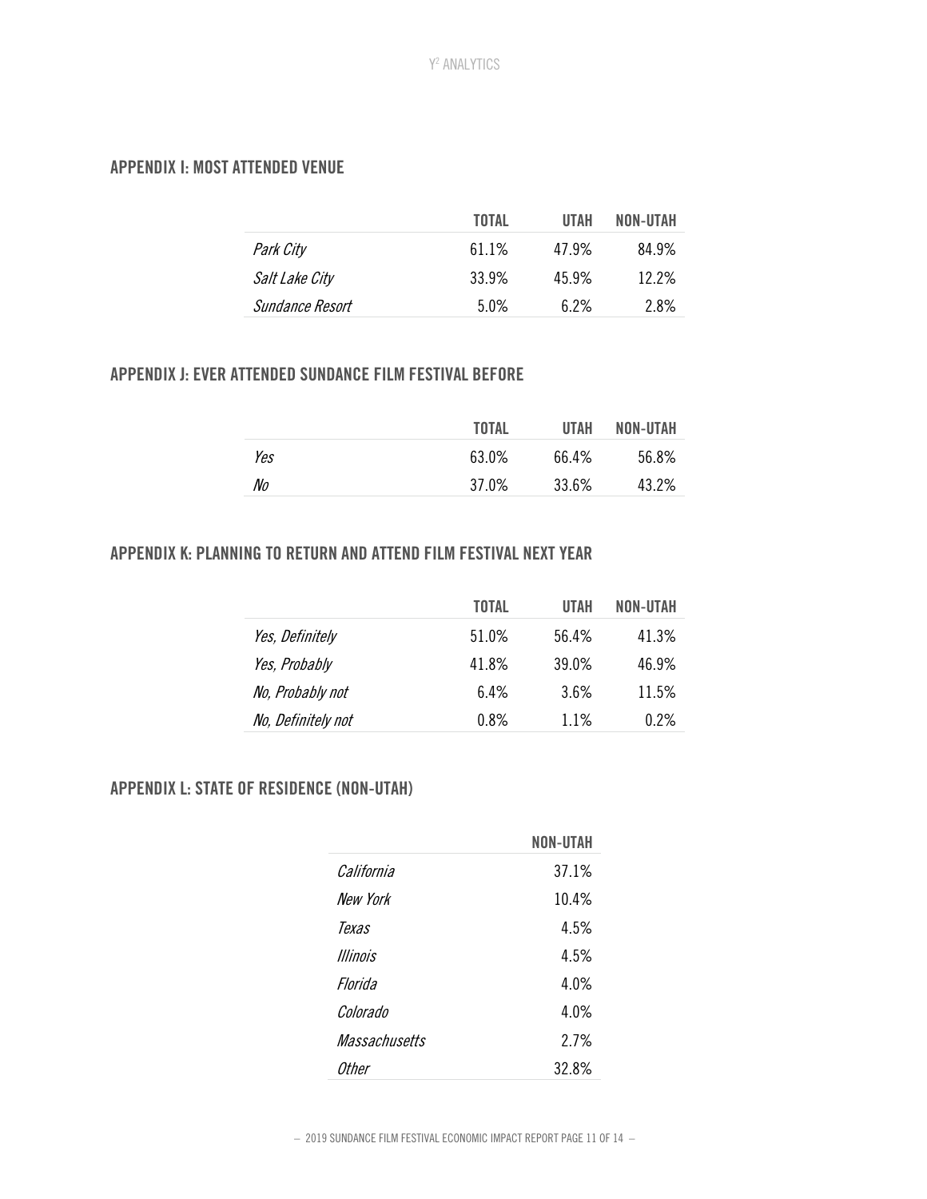## APPENDIX I: MOST ATTENDED VENUE

| | TOTAL | UTAH | NON-UTAH |
|---|---|---|---|
| *Park City* | 61.1% | 47.9% | 84.9% |
| *Salt Lake City* | 33.9% | 45.9% | 12.2% |
| *Sundance Resort* | 5.0% | 6.2% | 2.8% |

## APPENDIX J: EVER ATTENDED SUNDANCE FILM FESTIVAL BEFORE

| | TOTAL | UTAH | NON-UTAH |
|---|---|---|---|
| *Yes* | 63.0% | 66.4% | 56.8% |
| *No* | 37.0% | 33.6% | 43.2% |

## APPENDIX K: PLANNING TO RETURN AND ATTEND FILM FESTIVAL NEXT YEAR

| | TOTAL | UTAH | NON-UTAH |
|---|---|---|---|
| *Yes, Definitely* | 51.0% | 56.4% | 41.3% |
| *Yes, Probably* | 41.8% | 39.0% | 46.9% |
| *No, Probably not* | 6.4% | 3.6% | 11.5% |
| *No, Definitely not* | 0.8% | 1.1% | 0.2% |

## APPENDIX L: STATE OF RESIDENCE (NON-UTAH)

| | NON-UTAH |
|---|---|
| *California* | 37.1% |
| *New York* | 10.4% |
| *Texas* | 4.5% |
| *Illinois* | 4.5% |
| *Florida* | 4.0% |
| *Colorado* | 4.0% |
| *Massachusetts* | 2.7% |
| *Other* | 32.8% |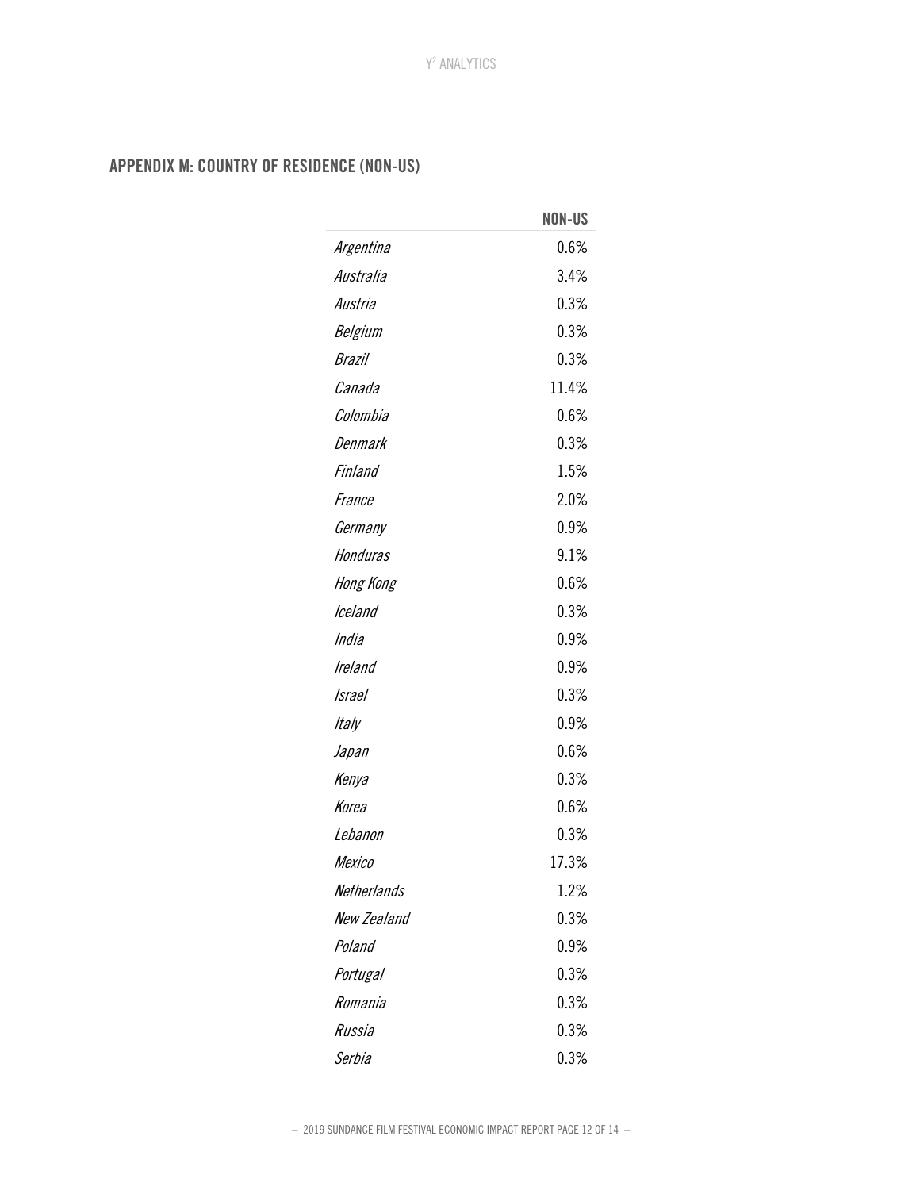## APPENDIX M: COUNTRY OF RESIDENCE (NON-US)

| | NON-US |
|---|---|
| *Argentina* | 0.6% |
| *Australia* | 3.4% |
| *Austria* | 0.3% |
| *Belgium* | 0.3% |
| *Brazil* | 0.3% |
| *Canada* | 11.4% |
| *Colombia* | 0.6% |
| *Denmark* | 0.3% |
| *Finland* | 1.5% |
| *France* | 2.0% |
| *Germany* | 0.9% |
| *Honduras* | 9.1% |
| *Hong Kong* | 0.6% |
| *Iceland* | 0.3% |
| *India* | 0.9% |
| *Ireland* | 0.9% |
| *Israel* | 0.3% |
| *Italy* | 0.9% |
| *Japan* | 0.6% |
| *Kenya* | 0.3% |
| *Korea* | 0.6% |
| *Lebanon* | 0.3% |
| *Mexico* | 17.3% |
| *Netherlands* | 1.2% |
| *New Zealand* | 0.3% |
| *Poland* | 0.9% |
| *Portugal* | 0.3% |
| *Romania* | 0.3% |
| *Russia* | 0.3% |
| *Serbia* | 0.3% |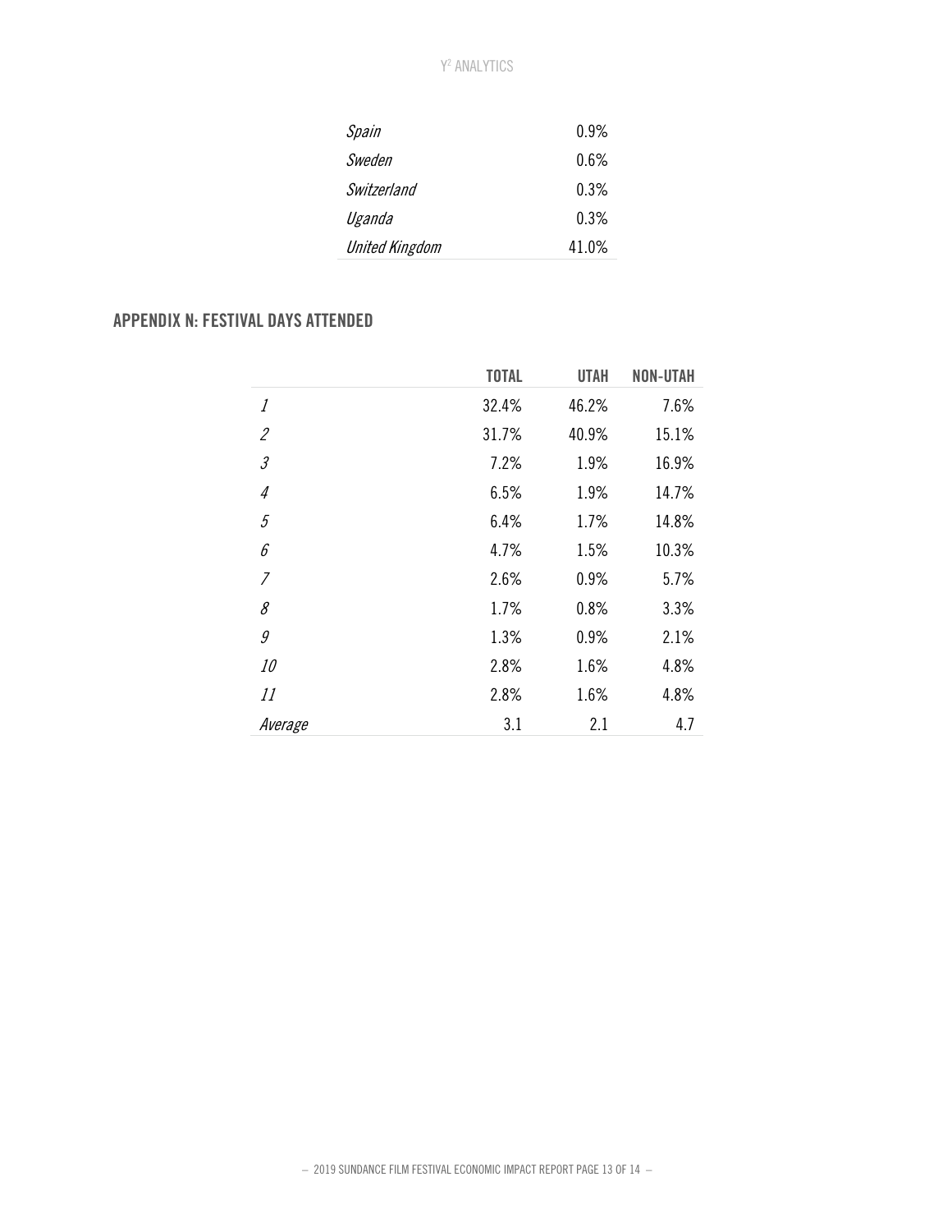| | |
|---|---|
| *Spain* | 0.9% |
| *Sweden* | 0.6% |
| *Switzerland* | 0.3% |
| *Uganda* | 0.3% |
| *United Kingdom* | 41.0% |

## APPENDIX N: FESTIVAL DAYS ATTENDED

| | TOTAL | UTAH | NON-UTAH |
|---|---|---|---|
| *1* | 32.4% | 46.2% | 7.6% |
| *2* | 31.7% | 40.9% | 15.1% |
| *3* | 7.2% | 1.9% | 16.9% |
| *4* | 6.5% | 1.9% | 14.7% |
| *5* | 6.4% | 1.7% | 14.8% |
| *6* | 4.7% | 1.5% | 10.3% |
| *7* | 2.6% | 0.9% | 5.7% |
| *8* | 1.7% | 0.8% | 3.3% |
| *9* | 1.3% | 0.9% | 2.1% |
| *10* | 2.8% | 1.6% | 4.8% |
| *11* | 2.8% | 1.6% | 4.8% |
| *Average* | 3.1 | 2.1 | 4.7 |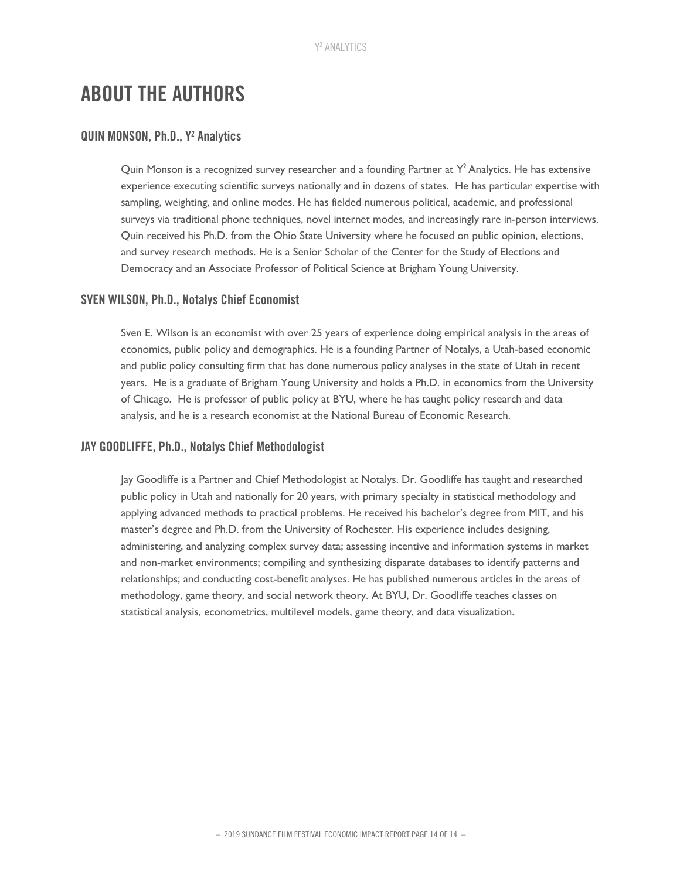# ABOUT THE AUTHORS

## QUIN MONSON, Ph.D., Y² Analytics

Quin Monson is a recognized survey researcher and a founding Partner at Y² Analytics. He has extensive experience executing scientific surveys nationally and in dozens of states. He has particular expertise with sampling, weighting, and online modes. He has fielded numerous political, academic, and professional surveys via traditional phone techniques, novel internet modes, and increasingly rare in-person interviews. Quin received his Ph.D. from the Ohio State University where he focused on public opinion, elections, and survey research methods. He is a Senior Scholar of the Center for the Study of Elections and Democracy and an Associate Professor of Political Science at Brigham Young University.

## SVEN WILSON, Ph.D., Notalys Chief Economist

Sven E. Wilson is an economist with over 25 years of experience doing empirical analysis in the areas of economics, public policy and demographics. He is a founding Partner of Notalys, a Utah-based economic and public policy consulting firm that has done numerous policy analyses in the state of Utah in recent years. He is a graduate of Brigham Young University and holds a Ph.D. in economics from the University of Chicago. He is professor of public policy at BYU, where he has taught policy research and data analysis, and he is a research economist at the National Bureau of Economic Research.

## JAY GOODLIFFE, Ph.D., Notalys Chief Methodologist

Jay Goodliffe is a Partner and Chief Methodologist at Notalys. Dr. Goodliffe has taught and researched public policy in Utah and nationally for 20 years, with primary specialty in statistical methodology and applying advanced methods to practical problems. He received his bachelor's degree from MIT, and his master's degree and Ph.D. from the University of Rochester. His experience includes designing, administering, and analyzing complex survey data; assessing incentive and information systems in market and non-market environments; compiling and synthesizing disparate databases to identify patterns and relationships; and conducting cost-benefit analyses. He has published numerous articles in the areas of methodology, game theory, and social network theory. At BYU, Dr. Goodliffe teaches classes on statistical analysis, econometrics, multilevel models, game theory, and data visualization.